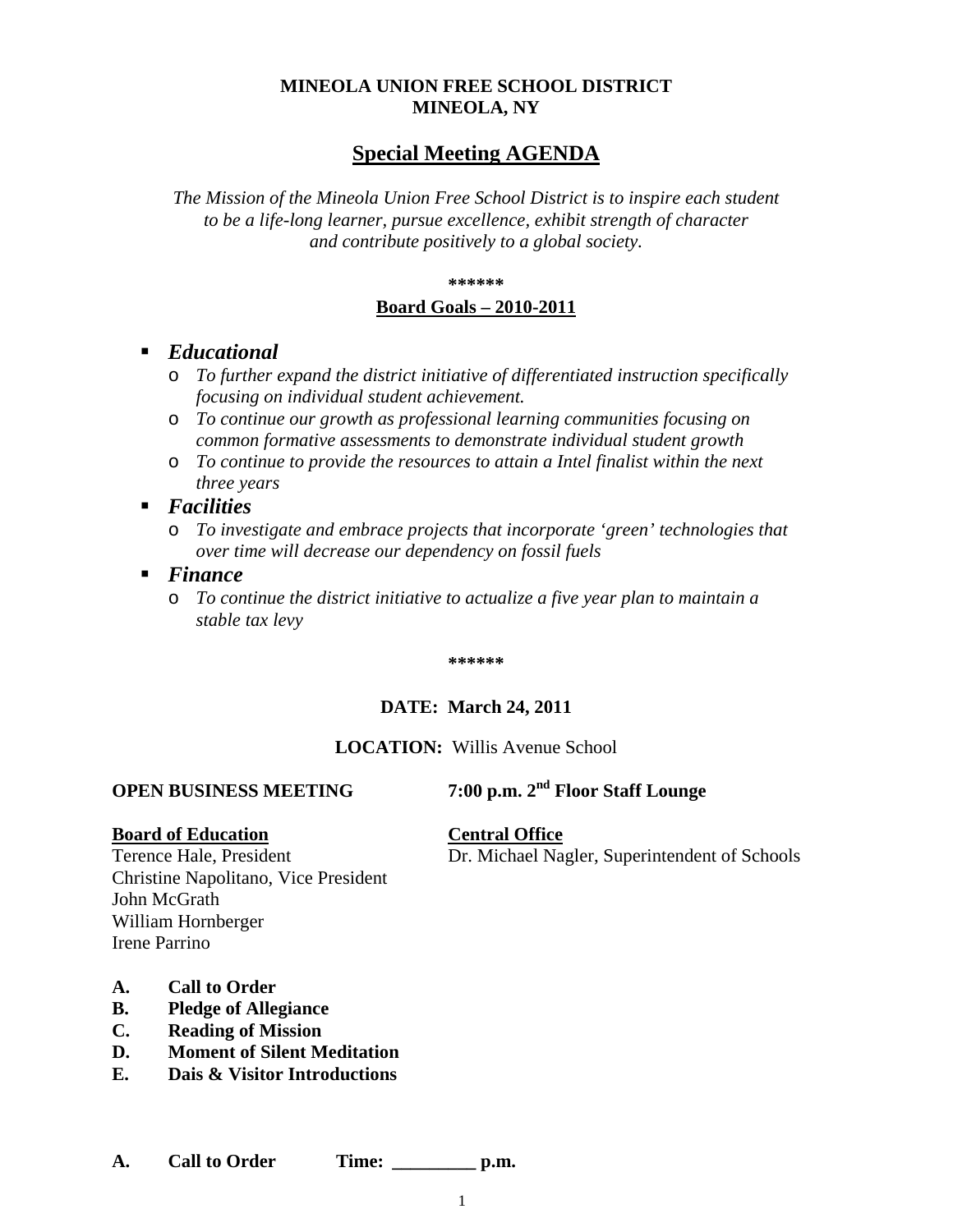**MINEOLA UNION FREE SCHOOL DISTRICT**
**MINEOLA, NY**

# Special Meeting AGENDA

*The Mission of the Mineola Union Free School District is to inspire each student to be a life-long learner, pursue excellence, exhibit strength of character and contribute positively to a global society.*

**\*\*\*\*\*\***

## Board Goals – 2010-2011

- ***Educational***
  - *To further expand the district initiative of differentiated instruction specifically focusing on individual student achievement.*
  - *To continue our growth as professional learning communities focusing on common formative assessments to demonstrate individual student growth*
  - *To continue to provide the resources to attain a Intel finalist within the next three years*
- ***Facilities***
  - *To investigate and embrace projects that incorporate 'green' technologies that over time will decrease our dependency on fossil fuels*
- ***Finance***
  - *To continue the district initiative to actualize a five year plan to maintain a stable tax levy*

**\*\*\*\*\*\***

**DATE: March 24, 2011**

**LOCATION:** Willis Avenue School

**OPEN BUSINESS MEETING** **7:00 p.m. 2nd Floor Staff Lounge**

**Board of Education**
Terence Hale, President
Christine Napolitano, Vice President
John McGrath
William Hornberger
Irene Parrino

**Central Office**
Dr. Michael Nagler, Superintendent of Schools

**A. Call to Order**
**B. Pledge of Allegiance**
**C. Reading of Mission**
**D. Moment of Silent Meditation**
**E. Dais & Visitor Introductions**

**A. Call to Order Time: _________ p.m.**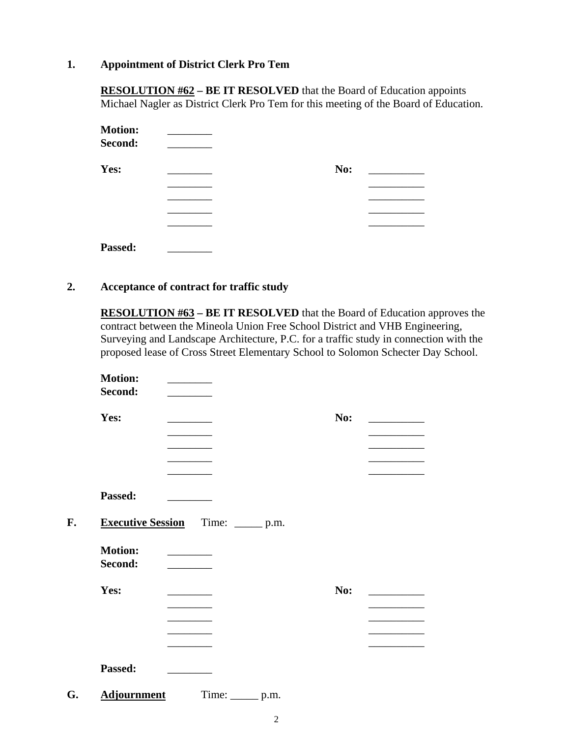**1. Appointment of District Clerk Pro Tem**

**RESOLUTION #62 – BE IT RESOLVED** that the Board of Education appoints Michael Nagler as District Clerk Pro Tem for this meeting of the Board of Education.

**Motion:** ________
**Second:** ________

| **Yes:** | ________ | **No:** | __________ |
|---|---|---|---|
| | ________ | | __________ |
| | ________ | | __________ |
| | ________ | | __________ |
| | ________ | | __________ |

**Passed:** ________

**2. Acceptance of contract for traffic study**

**RESOLUTION #63 – BE IT RESOLVED** that the Board of Education approves the contract between the Mineola Union Free School District and VHB Engineering, Surveying and Landscape Architecture, P.C. for a traffic study in connection with the proposed lease of Cross Street Elementary School to Solomon Schecter Day School.

**Motion:** ________
**Second:** ________

| **Yes:** | ________ | **No:** | __________ |
|---|---|---|---|
| | ________ | | __________ |
| | ________ | | __________ |
| | ________ | | __________ |
| | ________ | | __________ |

**Passed:** ________

**F. Executive Session** Time: _____ p.m.

**Motion:** ________
**Second:** ________

| **Yes:** | ________ | **No:** | __________ |
|---|---|---|---|
| | ________ | | __________ |
| | ________ | | __________ |
| | ________ | | __________ |
| | ________ | | __________ |

**Passed:** ________

**G. Adjournment** Time: _____ p.m.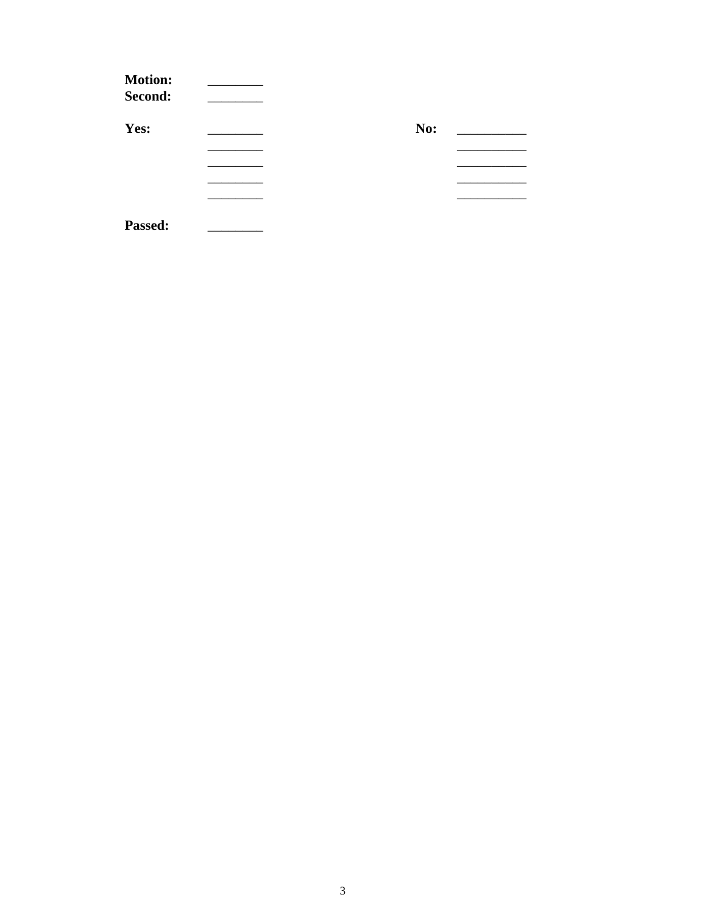**Motion:** ________
**Second:** ________

| | | | |
|---|---|---|---|
| **Yes:** | ________ | **No:** | __________ |
| | ________ | | __________ |
| | ________ | | __________ |
| | ________ | | __________ |
| | ________ | | __________ |

**Passed:** ________